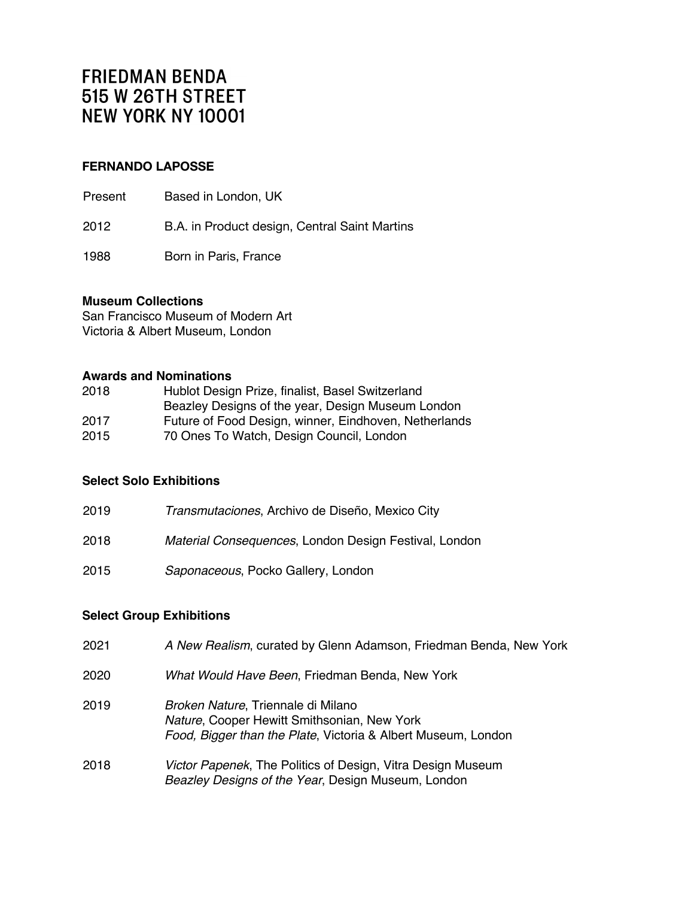# FRIEDMAN BENDA
# 515 W 26TH STREET
# NEW YORK NY 10001

**FERNANDO LAPOSSE**

| | |
|---|---|
| Present | Based in London, UK |
| 2012 | B.A. in Product design, Central Saint Martins |
| 1988 | Born in Paris, France |

**Museum Collections**

San Francisco Museum of Modern Art
Victoria & Albert Museum, London

**Awards and Nominations**

| | |
|---|---|
| 2018 | Hublot Design Prize, finalist, Basel Switzerland |
| | Beazley Designs of the year, Design Museum London |
| 2017 | Future of Food Design, winner, Eindhoven, Netherlands |
| 2015 | 70 Ones To Watch, Design Council, London |

**Select Solo Exhibitions**

| | |
|---|---|
| 2019 | *Transmutaciones*, Archivo de Diseño, Mexico City |
| 2018 | *Material Consequences*, London Design Festival, London |
| 2015 | *Saponaceous*, Pocko Gallery, London |

**Select Group Exhibitions**

| | |
|---|---|
| 2021 | *A New Realism*, curated by Glenn Adamson, Friedman Benda, New York |
| 2020 | *What Would Have Been*, Friedman Benda, New York |
| 2019 | *Broken Nature*, Triennale di Milano |
| | *Nature*, Cooper Hewitt Smithsonian, New York |
| | *Food, Bigger than the Plate*, Victoria & Albert Museum, London |
| 2018 | *Victor Papenek*, The Politics of Design, Vitra Design Museum |
| | *Beazley Designs of the Year*, Design Museum, London |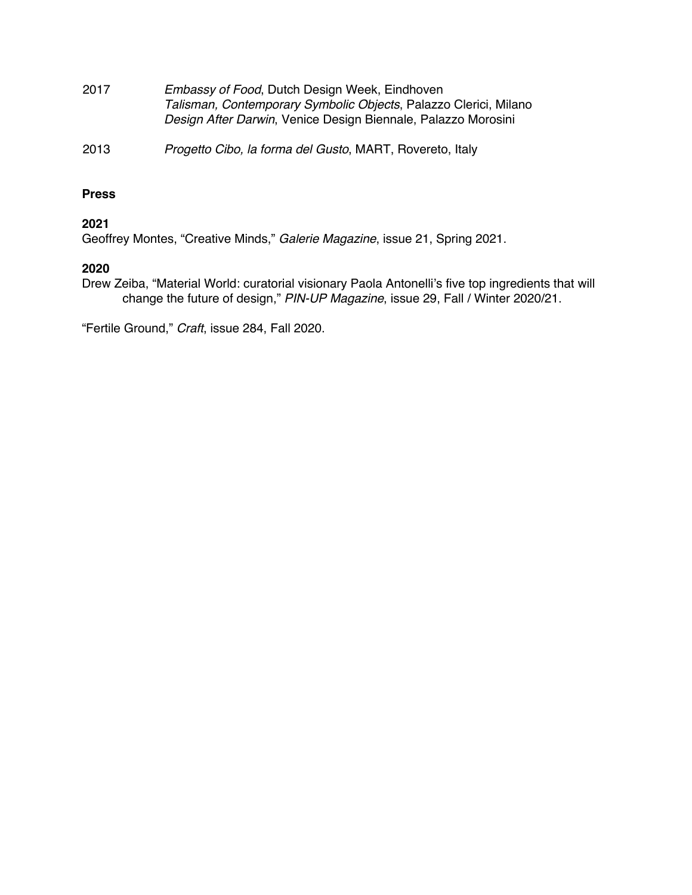2017 *Embassy of Food*, Dutch Design Week, Eindhoven
*Talisman, Contemporary Symbolic Objects*, Palazzo Clerici, Milano
*Design After Darwin*, Venice Design Biennale, Palazzo Morosini

2013 *Progetto Cibo, la forma del Gusto*, MART, Rovereto, Italy

**Press**

**2021**

Geoffrey Montes, "Creative Minds," *Galerie Magazine*, issue 21, Spring 2021.

**2020**

Drew Zeiba, "Material World: curatorial visionary Paola Antonelli's five top ingredients that will change the future of design," *PIN-UP Magazine*, issue 29, Fall / Winter 2020/21.

"Fertile Ground," *Craft*, issue 284, Fall 2020.